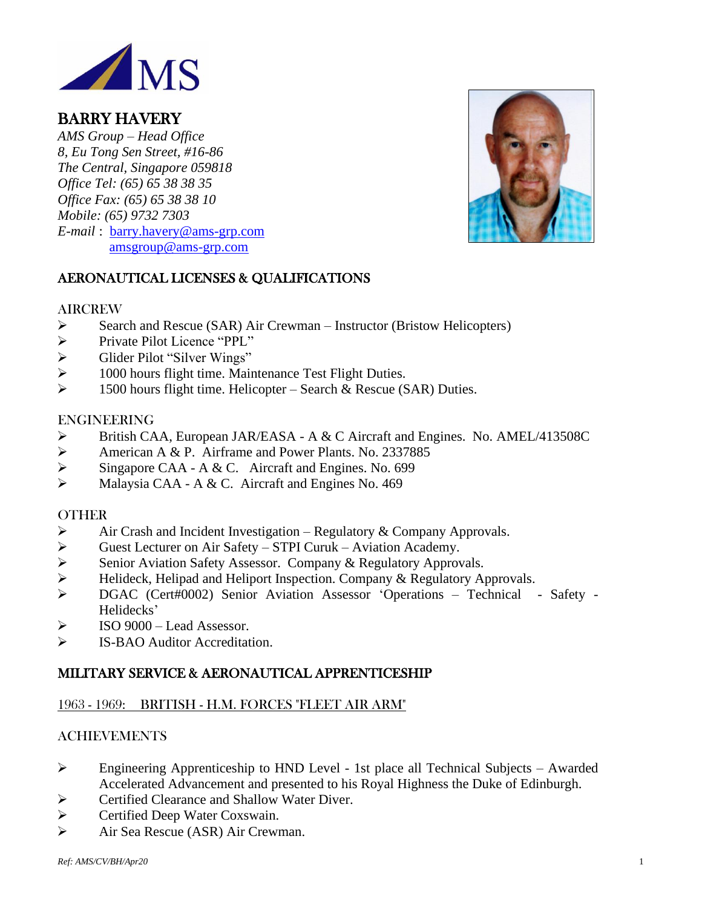# BARRY HAVERY

*AMS Group – Head Office*
*8, Eu Tong Sen Street, #16-86*
*The Central, Singapore 059818*
*Office Tel: (65) 65 38 38 35*
*Office Fax: (65) 65 38 38 10*
*Mobile: (65) 9732 7303*
*E-mail* : barry.havery@ams-grp.com
amsgroup@ams-grp.com

## AERONAUTICAL LICENSES & QUALIFICATIONS

### AIRCREW

- Search and Rescue (SAR) Air Crewman – Instructor (Bristow Helicopters)
- Private Pilot Licence "PPL"
- Glider Pilot "Silver Wings"
- 1000 hours flight time. Maintenance Test Flight Duties.
- 1500 hours flight time. Helicopter – Search & Rescue (SAR) Duties.

### ENGINEERING

- British CAA, European JAR/EASA - A & C Aircraft and Engines. No. AMEL/413508C
- American A & P. Airframe and Power Plants. No. 2337885
- Singapore CAA - A & C. Aircraft and Engines. No. 699
- Malaysia CAA - A & C. Aircraft and Engines No. 469

### OTHER

- Air Crash and Incident Investigation – Regulatory & Company Approvals.
- Guest Lecturer on Air Safety – STPI Curuk – Aviation Academy.
- Senior Aviation Safety Assessor. Company & Regulatory Approvals.
- Helideck, Helipad and Heliport Inspection. Company & Regulatory Approvals.
- DGAC (Cert#0002) Senior Aviation Assessor 'Operations – Technical - Safety - Helidecks'
- ISO 9000 – Lead Assessor.
- IS-BAO Auditor Accreditation.

## MILITARY SERVICE & AERONAUTICAL APPRENTICESHIP

1963 - 1969: BRITISH - H.M. FORCES "FLEET AIR ARM"

### ACHIEVEMENTS

- Engineering Apprenticeship to HND Level - 1st place all Technical Subjects – Awarded Accelerated Advancement and presented to his Royal Highness the Duke of Edinburgh.
- Certified Clearance and Shallow Water Diver.
- Certified Deep Water Coxswain.
- Air Sea Rescue (ASR) Air Crewman.

*Ref: AMS/CV/BH/Apr20*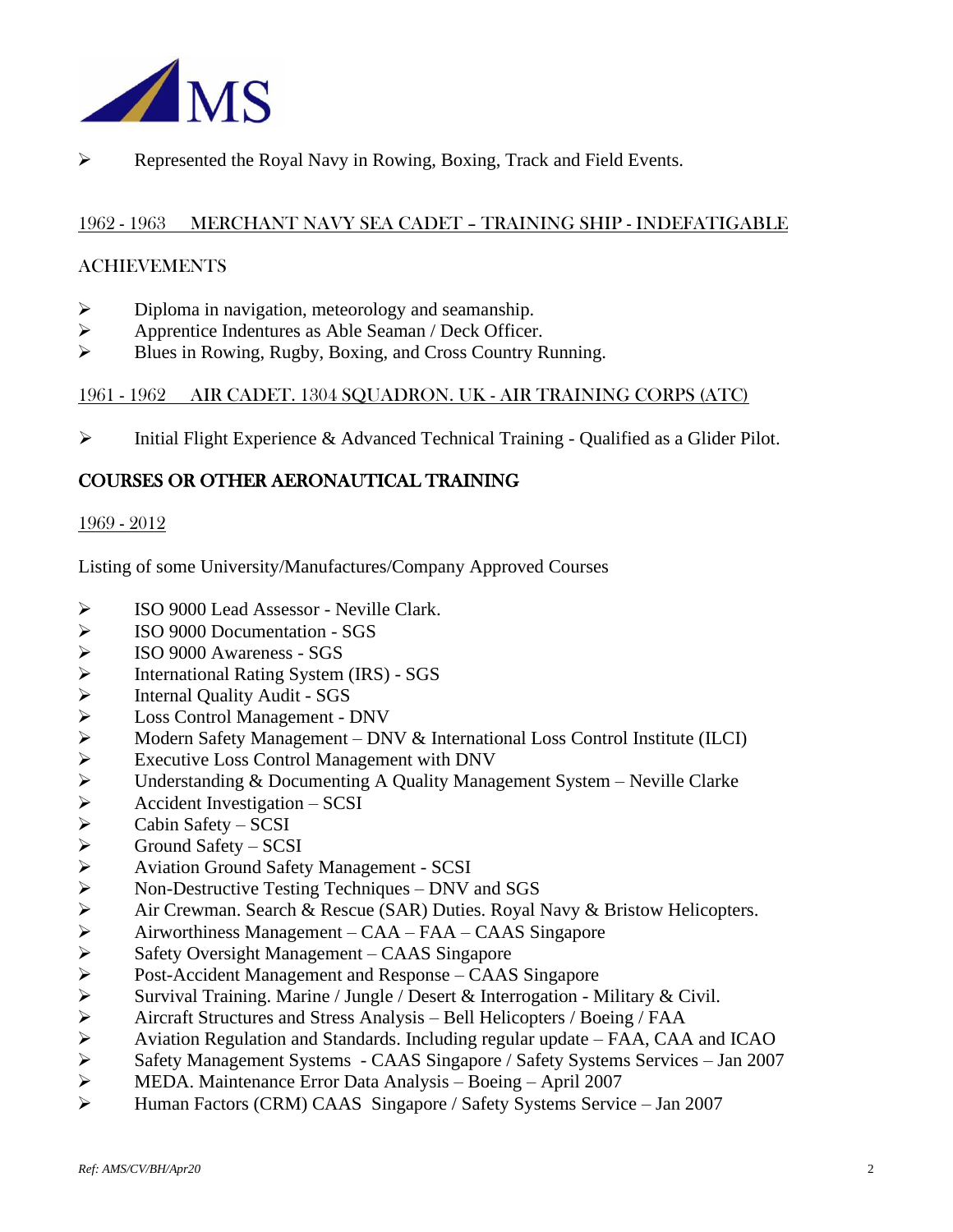- Represented the Royal Navy in Rowing, Boxing, Track and Field Events.

1962 - 1963 MERCHANT NAVY SEA CADET – TRAINING SHIP - INDEFATIGABLE

ACHIEVEMENTS

- Diploma in navigation, meteorology and seamanship.
- Apprentice Indentures as Able Seaman / Deck Officer.
- Blues in Rowing, Rugby, Boxing, and Cross Country Running.

1961 - 1962 AIR CADET. 1304 SQUADRON. UK - AIR TRAINING CORPS (ATC)

- Initial Flight Experience & Advanced Technical Training - Qualified as a Glider Pilot.

## COURSES OR OTHER AERONAUTICAL TRAINING

1969 - 2012

Listing of some University/Manufactures/Company Approved Courses

- ISO 9000 Lead Assessor - Neville Clark.
- ISO 9000 Documentation - SGS
- ISO 9000 Awareness - SGS
- International Rating System (IRS) - SGS
- Internal Quality Audit - SGS
- Loss Control Management - DNV
- Modern Safety Management – DNV & International Loss Control Institute (ILCI)
- Executive Loss Control Management with DNV
- Understanding & Documenting A Quality Management System – Neville Clarke
- Accident Investigation – SCSI
- Cabin Safety – SCSI
- Ground Safety – SCSI
- Aviation Ground Safety Management - SCSI
- Non-Destructive Testing Techniques – DNV and SGS
- Air Crewman. Search & Rescue (SAR) Duties. Royal Navy & Bristow Helicopters.
- Airworthiness Management – CAA – FAA – CAAS Singapore
- Safety Oversight Management – CAAS Singapore
- Post-Accident Management and Response – CAAS Singapore
- Survival Training. Marine / Jungle / Desert & Interrogation - Military & Civil.
- Aircraft Structures and Stress Analysis – Bell Helicopters / Boeing / FAA
- Aviation Regulation and Standards. Including regular update – FAA, CAA and ICAO
- Safety Management Systems - CAAS Singapore / Safety Systems Services – Jan 2007
- MEDA. Maintenance Error Data Analysis – Boeing – April 2007
- Human Factors (CRM) CAAS Singapore / Safety Systems Service – Jan 2007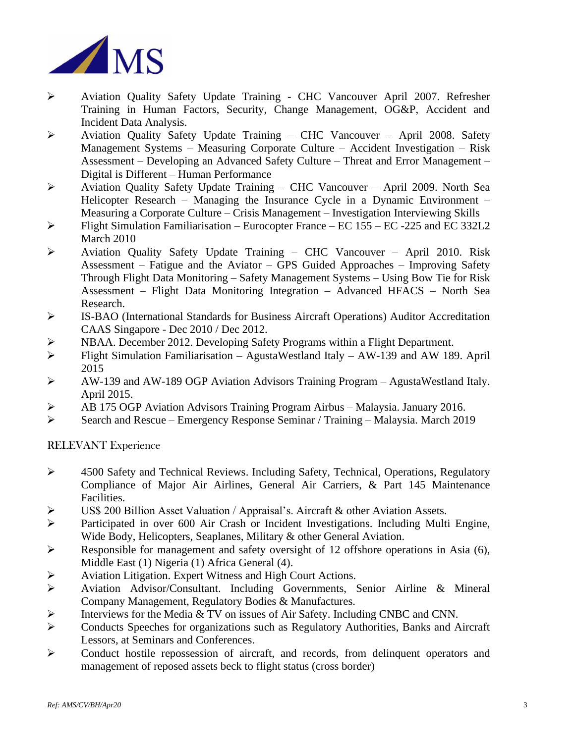- Aviation Quality Safety Update Training - CHC Vancouver April 2007. Refresher Training in Human Factors, Security, Change Management, OG&P, Accident and Incident Data Analysis.
- Aviation Quality Safety Update Training – CHC Vancouver – April 2008. Safety Management Systems – Measuring Corporate Culture – Accident Investigation – Risk Assessment – Developing an Advanced Safety Culture – Threat and Error Management – Digital is Different – Human Performance
- Aviation Quality Safety Update Training – CHC Vancouver – April 2009. North Sea Helicopter Research – Managing the Insurance Cycle in a Dynamic Environment – Measuring a Corporate Culture – Crisis Management – Investigation Interviewing Skills
- Flight Simulation Familiarisation – Eurocopter France – EC 155 – EC -225 and EC 332L2 March 2010
- Aviation Quality Safety Update Training – CHC Vancouver – April 2010. Risk Assessment – Fatigue and the Aviator – GPS Guided Approaches – Improving Safety Through Flight Data Monitoring – Safety Management Systems – Using Bow Tie for Risk Assessment – Flight Data Monitoring Integration – Advanced HFACS – North Sea Research.
- IS-BAO (International Standards for Business Aircraft Operations) Auditor Accreditation CAAS Singapore - Dec 2010 / Dec 2012.
- NBAA. December 2012. Developing Safety Programs within a Flight Department.
- Flight Simulation Familiarisation – AgustaWestland Italy – AW-139 and AW 189. April 2015
- AW-139 and AW-189 OGP Aviation Advisors Training Program – AgustaWestland Italy. April 2015.
- AB 175 OGP Aviation Advisors Training Program Airbus – Malaysia. January 2016.
- Search and Rescue – Emergency Response Seminar / Training – Malaysia. March 2019

## RELEVANT Experience

- 4500 Safety and Technical Reviews. Including Safety, Technical, Operations, Regulatory Compliance of Major Air Airlines, General Air Carriers, & Part 145 Maintenance Facilities.
- US$ 200 Billion Asset Valuation / Appraisal's. Aircraft & other Aviation Assets.
- Participated in over 600 Air Crash or Incident Investigations. Including Multi Engine, Wide Body, Helicopters, Seaplanes, Military & other General Aviation.
- Responsible for management and safety oversight of 12 offshore operations in Asia (6), Middle East (1) Nigeria (1) Africa General (4).
- Aviation Litigation. Expert Witness and High Court Actions.
- Aviation Advisor/Consultant. Including Governments, Senior Airline & Mineral Company Management, Regulatory Bodies & Manufactures.
- Interviews for the Media & TV on issues of Air Safety. Including CNBC and CNN.
- Conducts Speeches for organizations such as Regulatory Authorities, Banks and Aircraft Lessors, at Seminars and Conferences.
- Conduct hostile repossession of aircraft, and records, from delinquent operators and management of reposed assets beck to flight status (cross border)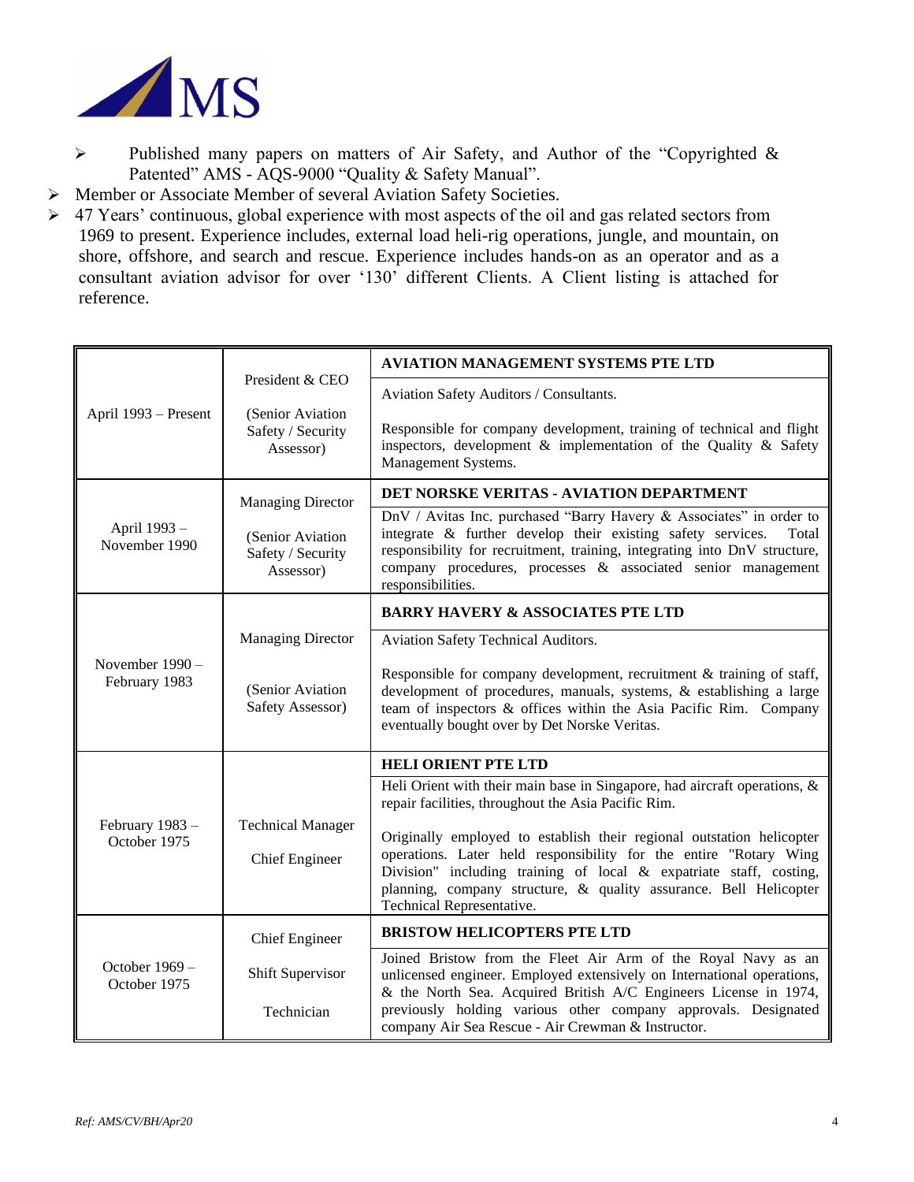- Published many papers on matters of Air Safety, and Author of the "Copyrighted & Patented" AMS - AQS-9000 "Quality & Safety Manual".
- Member or Associate Member of several Aviation Safety Societies.
- 47 Years' continuous, global experience with most aspects of the oil and gas related sectors from 1969 to present. Experience includes, external load heli-rig operations, jungle, and mountain, on shore, offshore, and search and rescue. Experience includes hands-on as an operator and as a consultant aviation advisor for over '130' different Clients. A Client listing is attached for reference.

| | | |
|---|---|---|
| April 1993 – Present | President & CEO<br><br>(Senior Aviation Safety / Security Assessor) | **AVIATION MANAGEMENT SYSTEMS PTE LTD**<br><br>Aviation Safety Auditors / Consultants.<br><br>Responsible for company development, training of technical and flight inspectors, development & implementation of the Quality & Safety Management Systems. |
| April 1993 – November 1990 | Managing Director<br><br>(Senior Aviation Safety / Security Assessor) | **DET NORSKE VERITAS - AVIATION DEPARTMENT**<br><br>DnV / Avitas Inc. purchased "Barry Havery & Associates" in order to integrate & further develop their existing safety services. Total responsibility for recruitment, training, integrating into DnV structure, company procedures, processes & associated senior management responsibilities. |
| November 1990 – February 1983 | Managing Director<br><br>(Senior Aviation Safety Assessor) | **BARRY HAVERY & ASSOCIATES PTE LTD**<br><br>Aviation Safety Technical Auditors.<br><br>Responsible for company development, recruitment & training of staff, development of procedures, manuals, systems, & establishing a large team of inspectors & offices within the Asia Pacific Rim. Company eventually bought over by Det Norske Veritas. |
| February 1983 – October 1975 | Technical Manager<br><br>Chief Engineer | **HELI ORIENT PTE LTD**<br><br>Heli Orient with their main base in Singapore, had aircraft operations, & repair facilities, throughout the Asia Pacific Rim.<br><br>Originally employed to establish their regional outstation helicopter operations. Later held responsibility for the entire "Rotary Wing Division" including training of local & expatriate staff, costing, planning, company structure, & quality assurance. Bell Helicopter Technical Representative. |
| October 1969 – October 1975 | Chief Engineer<br><br>Shift Supervisor<br><br>Technician | **BRISTOW HELICOPTERS PTE LTD**<br><br>Joined Bristow from the Fleet Air Arm of the Royal Navy as an unlicensed engineer. Employed extensively on International operations, & the North Sea. Acquired British A/C Engineers License in 1974, previously holding various other company approvals. Designated company Air Sea Rescue - Air Crewman & Instructor. |

*Ref: AMS/CV/BH/Apr20*